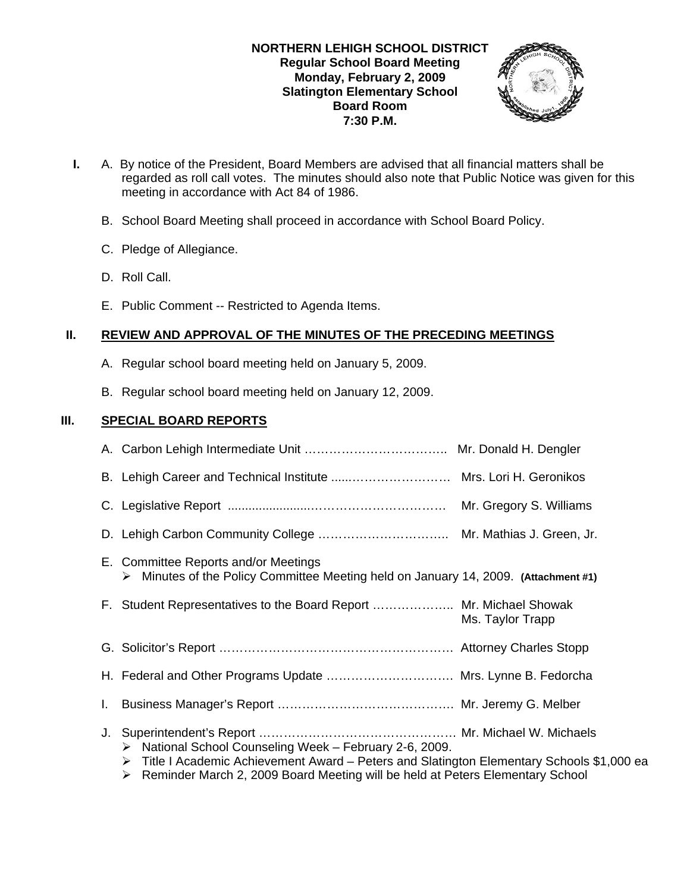**NORTHERN LEHIGH SCHOOL DISTRICT**
**Regular School Board Meeting**
**Monday, February 2, 2009**
**Slatington Elementary School**
**Board Room**
**7:30 P.M.**

**I.** A. By notice of the President, Board Members are advised that all financial matters shall be regarded as roll call votes. The minutes should also note that Public Notice was given for this meeting in accordance with Act 84 of 1986.

B. School Board Meeting shall proceed in accordance with School Board Policy.

C. Pledge of Allegiance.

D. Roll Call.

E. Public Comment -- Restricted to Agenda Items.

## II. REVIEW AND APPROVAL OF THE MINUTES OF THE PRECEDING MEETINGS

A. Regular school board meeting held on January 5, 2009.

B. Regular school board meeting held on January 12, 2009.

## III. SPECIAL BOARD REPORTS

A. Carbon Lehigh Intermediate Unit …………………………….. Mr. Donald H. Dengler

B. Lehigh Career and Technical Institute .....……………………… Mrs. Lori H. Geronikos

C. Legislative Report ......................…………………………… Mr. Gregory S. Williams

D. Lehigh Carbon Community College ………………………….. Mr. Mathias J. Green, Jr.

E. Committee Reports and/or Meetings
- Minutes of the Policy Committee Meeting held on January 14, 2009. **(Attachment #1)**

F. Student Representatives to the Board Report ……………….. Mr. Michael Showak
Ms. Taylor Trapp

G. Solicitor's Report ………………………………………………… Attorney Charles Stopp

H. Federal and Other Programs Update …………………………. Mrs. Lynne B. Fedorcha

I. Business Manager's Report …………………………………… Mr. Jeremy G. Melber

J. Superintendent's Report ………………………………………… Mr. Michael W. Michaels
- National School Counseling Week – February 2-6, 2009.
- Title I Academic Achievement Award – Peters and Slatington Elementary Schools $1,000 ea
- Reminder March 2, 2009 Board Meeting will be held at Peters Elementary School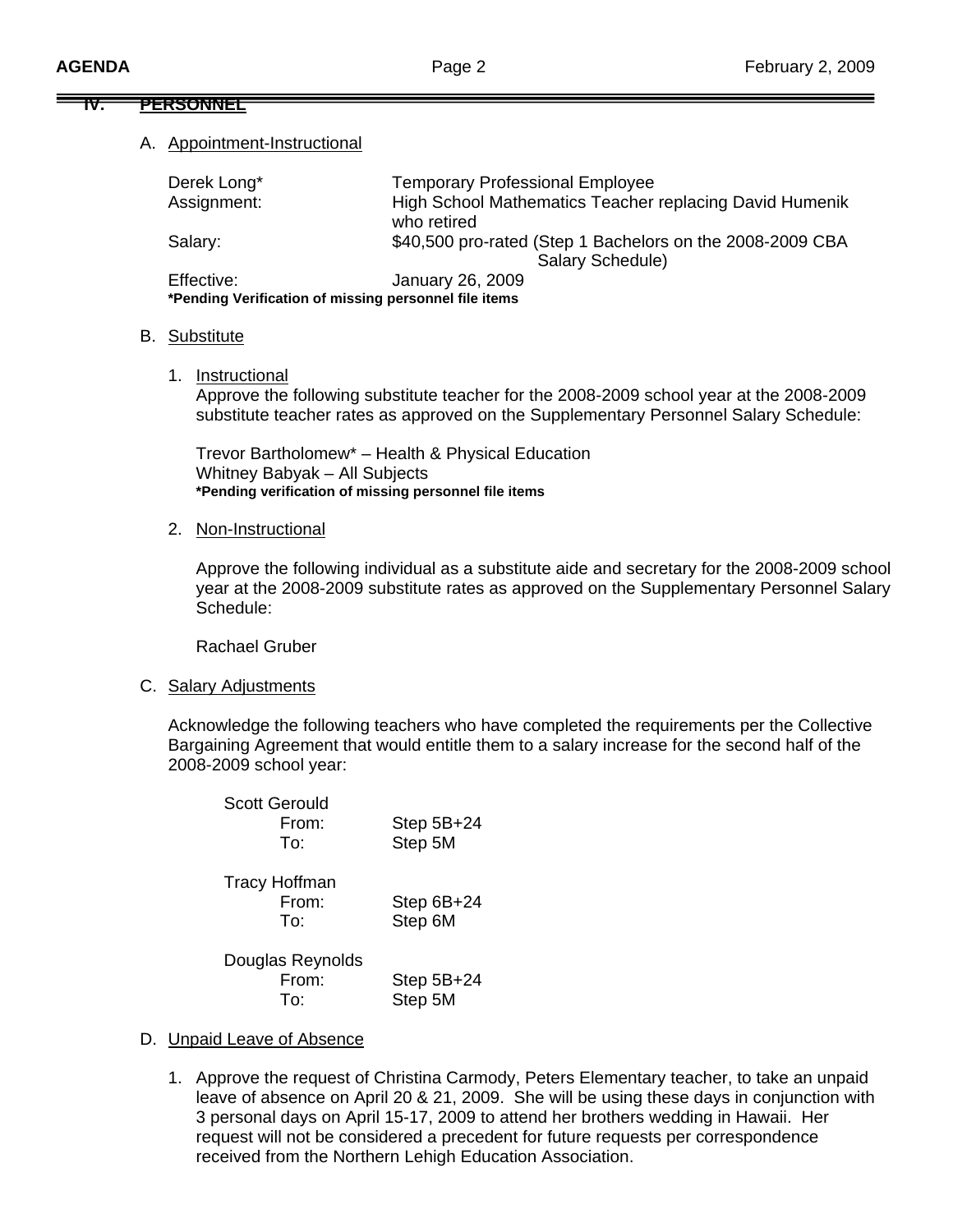## IV. PERSONNEL

A. Appointment-Instructional

| | |
|---|---|
| Derek Long* | Temporary Professional Employee |
| Assignment: | High School Mathematics Teacher replacing David Humenik who retired |
| Salary: | $40,500 pro-rated (Step 1 Bachelors on the 2008-2009 CBA Salary Schedule) |
| Effective: | January 26, 2009 |

**\*Pending Verification of missing personnel file items**

B. Substitute

1. Instructional

   Approve the following substitute teacher for the 2008-2009 school year at the 2008-2009 substitute teacher rates as approved on the Supplementary Personnel Salary Schedule:

   Trevor Bartholomew* – Health & Physical Education
   Whitney Babyak – All Subjects
   **\*Pending verification of missing personnel file items**

2. Non-Instructional

   Approve the following individual as a substitute aide and secretary for the 2008-2009 school year at the 2008-2009 substitute rates as approved on the Supplementary Personnel Salary Schedule:

   Rachael Gruber

C. Salary Adjustments

Acknowledge the following teachers who have completed the requirements per the Collective Bargaining Agreement that would entitle them to a salary increase for the second half of the 2008-2009 school year:

Scott Gerould
- From: Step 5B+24
- To: Step 5M

Tracy Hoffman
- From: Step 6B+24
- To: Step 6M

Douglas Reynolds
- From: Step 5B+24
- To: Step 5M

D. Unpaid Leave of Absence

1. Approve the request of Christina Carmody, Peters Elementary teacher, to take an unpaid leave of absence on April 20 & 21, 2009. She will be using these days in conjunction with 3 personal days on April 15-17, 2009 to attend her brothers wedding in Hawaii. Her request will not be considered a precedent for future requests per correspondence received from the Northern Lehigh Education Association.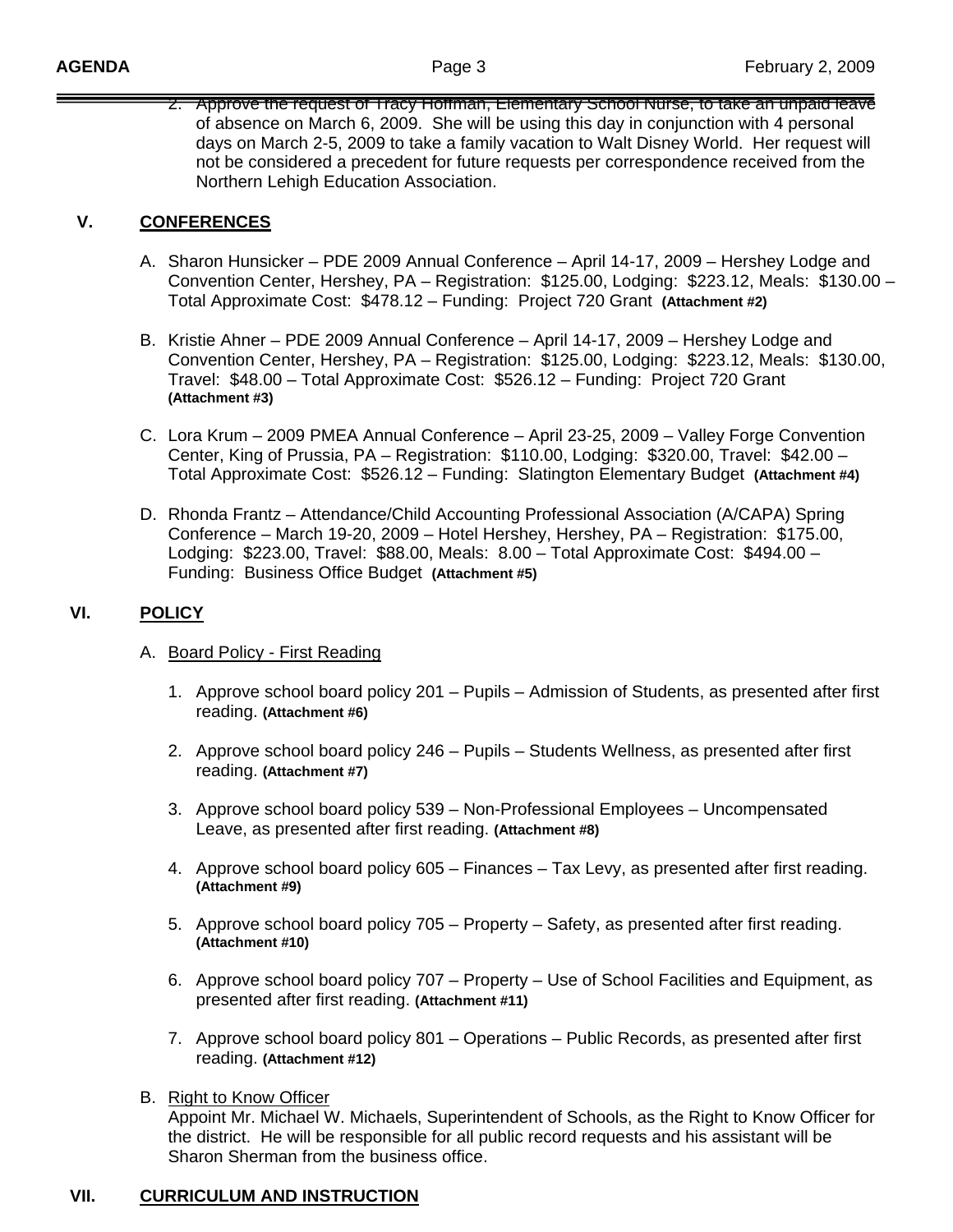2. Approve the request of Tracy Hoffman, Elementary School Nurse, to take an unpaid leave of absence on March 6, 2009. She will be using this day in conjunction with 4 personal days on March 2-5, 2009 to take a family vacation to Walt Disney World. Her request will not be considered a precedent for future requests per correspondence received from the Northern Lehigh Education Association.

## V. CONFERENCES

A. Sharon Hunsicker – PDE 2009 Annual Conference – April 14-17, 2009 – Hershey Lodge and Convention Center, Hershey, PA – Registration: $125.00, Lodging: $223.12, Meals: $130.00 – Total Approximate Cost: $478.12 – Funding: Project 720 Grant **(Attachment #2)**

B. Kristie Ahner – PDE 2009 Annual Conference – April 14-17, 2009 – Hershey Lodge and Convention Center, Hershey, PA – Registration: $125.00, Lodging: $223.12, Meals: $130.00, Travel: $48.00 – Total Approximate Cost: $526.12 – Funding: Project 720 Grant **(Attachment #3)**

C. Lora Krum – 2009 PMEA Annual Conference – April 23-25, 2009 – Valley Forge Convention Center, King of Prussia, PA – Registration: $110.00, Lodging: $320.00, Travel: $42.00 – Total Approximate Cost: $526.12 – Funding: Slatington Elementary Budget **(Attachment #4)**

D. Rhonda Frantz – Attendance/Child Accounting Professional Association (A/CAPA) Spring Conference – March 19-20, 2009 – Hotel Hershey, Hershey, PA – Registration: $175.00, Lodging: $223.00, Travel: $88.00, Meals: 8.00 – Total Approximate Cost: $494.00 – Funding: Business Office Budget **(Attachment #5)**

## VI. POLICY

A. Board Policy - First Reading

1. Approve school board policy 201 – Pupils – Admission of Students, as presented after first reading. **(Attachment #6)**

2. Approve school board policy 246 – Pupils – Students Wellness, as presented after first reading. **(Attachment #7)**

3. Approve school board policy 539 – Non-Professional Employees – Uncompensated Leave, as presented after first reading. **(Attachment #8)**

4. Approve school board policy 605 – Finances – Tax Levy, as presented after first reading. **(Attachment #9)**

5. Approve school board policy 705 – Property – Safety, as presented after first reading. **(Attachment #10)**

6. Approve school board policy 707 – Property – Use of School Facilities and Equipment, as presented after first reading. **(Attachment #11)**

7. Approve school board policy 801 – Operations – Public Records, as presented after first reading. **(Attachment #12)**

B. Right to Know Officer
Appoint Mr. Michael W. Michaels, Superintendent of Schools, as the Right to Know Officer for the district. He will be responsible for all public record requests and his assistant will be Sharon Sherman from the business office.

## VII. CURRICULUM AND INSTRUCTION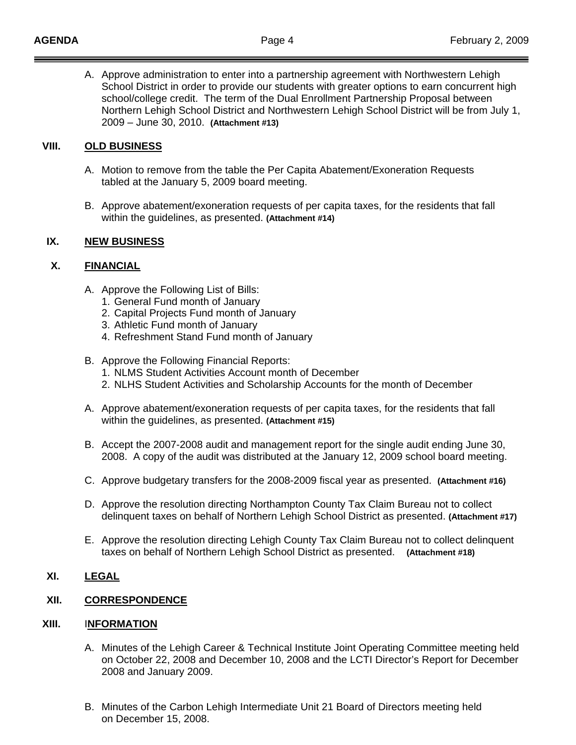A. Approve administration to enter into a partnership agreement with Northwestern Lehigh School District in order to provide our students with greater options to earn concurrent high school/college credit. The term of the Dual Enrollment Partnership Proposal between Northern Lehigh School District and Northwestern Lehigh School District will be from July 1, 2009 – June 30, 2010. **(Attachment #13)**

## VIII. OLD BUSINESS

A. Motion to remove from the table the Per Capita Abatement/Exoneration Requests tabled at the January 5, 2009 board meeting.

B. Approve abatement/exoneration requests of per capita taxes, for the residents that fall within the guidelines, as presented. **(Attachment #14)**

## IX. NEW BUSINESS

## X. FINANCIAL

A. Approve the Following List of Bills:
   1. General Fund month of January
   2. Capital Projects Fund month of January
   3. Athletic Fund month of January
   4. Refreshment Stand Fund month of January

B. Approve the Following Financial Reports:
   1. NLMS Student Activities Account month of December
   2. NLHS Student Activities and Scholarship Accounts for the month of December

A. Approve abatement/exoneration requests of per capita taxes, for the residents that fall within the guidelines, as presented. **(Attachment #15)**

B. Accept the 2007-2008 audit and management report for the single audit ending June 30, 2008. A copy of the audit was distributed at the January 12, 2009 school board meeting.

C. Approve budgetary transfers for the 2008-2009 fiscal year as presented. **(Attachment #16)**

D. Approve the resolution directing Northampton County Tax Claim Bureau not to collect delinquent taxes on behalf of Northern Lehigh School District as presented. **(Attachment #17)**

E. Approve the resolution directing Lehigh County Tax Claim Bureau not to collect delinquent taxes on behalf of Northern Lehigh School District as presented. **(Attachment #18)**

## XI. LEGAL

## XII. CORRESPONDENCE

## XIII. INFORMATION

A. Minutes of the Lehigh Career & Technical Institute Joint Operating Committee meeting held on October 22, 2008 and December 10, 2008 and the LCTI Director's Report for December 2008 and January 2009.

B. Minutes of the Carbon Lehigh Intermediate Unit 21 Board of Directors meeting held on December 15, 2008.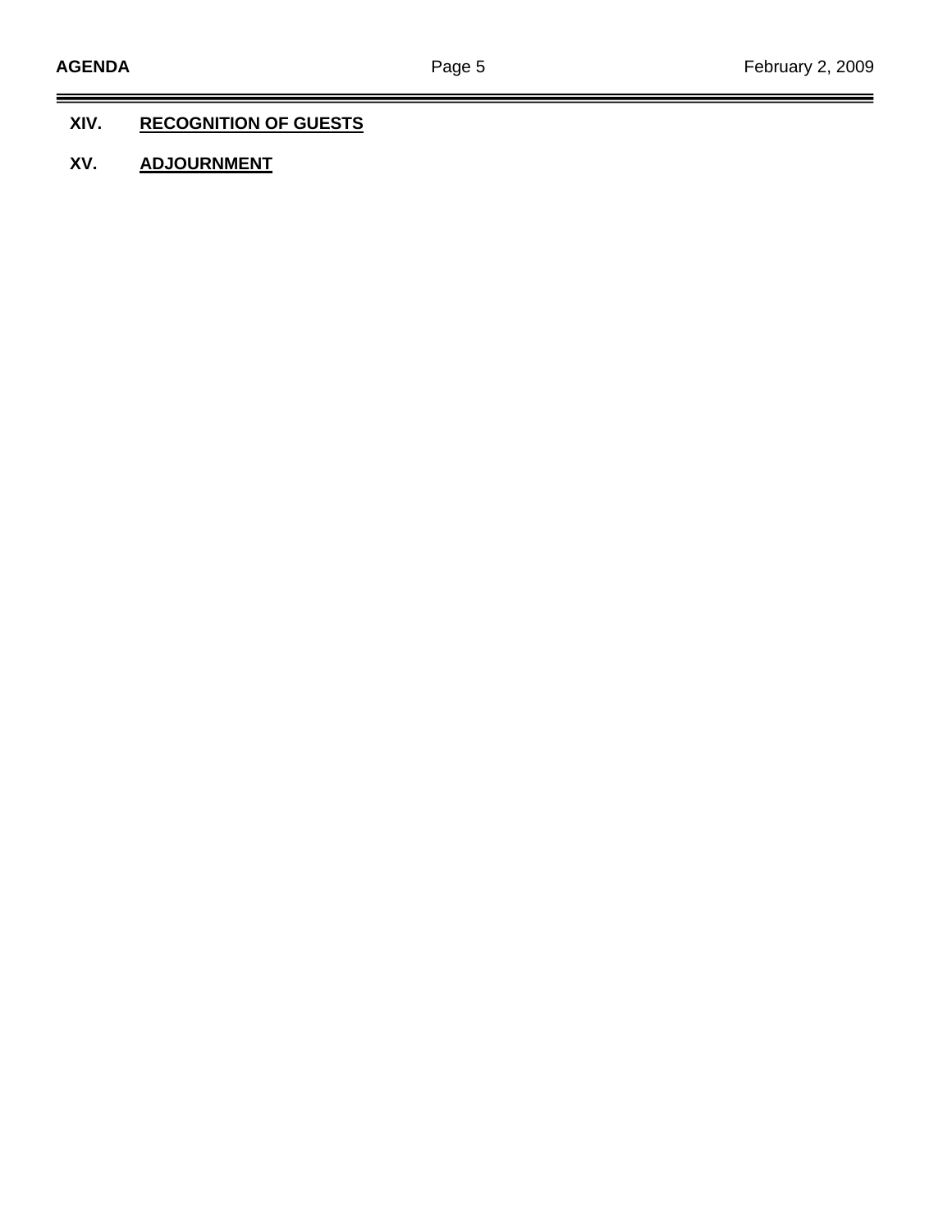## XIV. RECOGNITION OF GUESTS

## XV. ADJOURNMENT